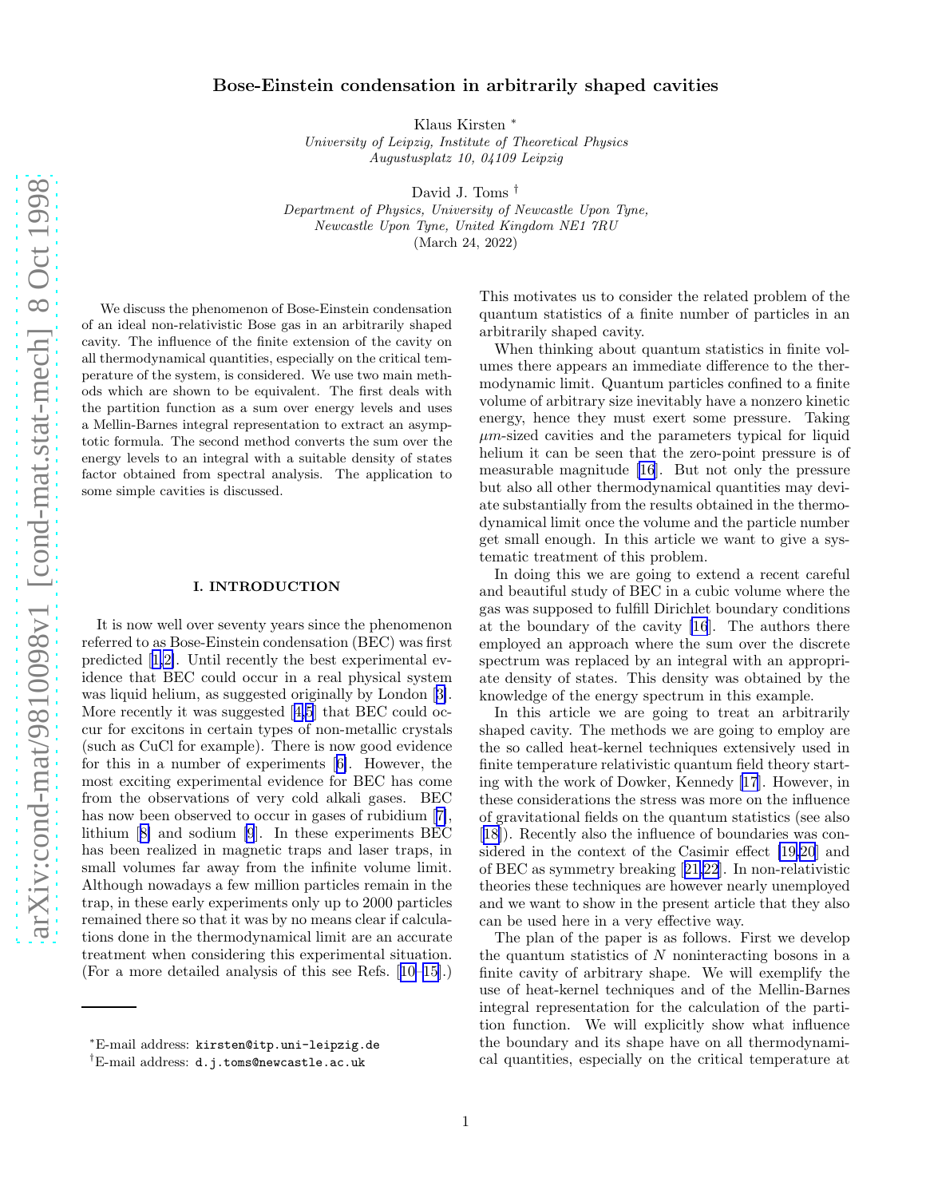# Bose-Einstein condensation in arbitrarily shaped cavities

Klaus Kirsten *

*University of Leipzig, Institute of Theoretical Physics*
*Augustusplatz 10, 04109 Leipzig*

David J. Toms †

*Department of Physics, University of Newcastle Upon Tyne,*
*Newcastle Upon Tyne, United Kingdom NE1 7RU*

(March 24, 2022)

We discuss the phenomenon of Bose-Einstein condensation of an ideal non-relativistic Bose gas in an arbitrarily shaped cavity. The influence of the finite extension of the cavity on all thermodynamical quantities, especially on the critical temperature of the system, is considered. We use two main methods which are shown to be equivalent. The first deals with the partition function as a sum over energy levels and uses a Mellin-Barnes integral representation to extract an asymptotic formula. The second method converts the sum over the energy levels to an integral with a suitable density of states factor obtained from spectral analysis. The application to some simple cavities is discussed.

## I. INTRODUCTION

It is now well over seventy years since the phenomenon referred to as Bose-Einstein condensation (BEC) was first predicted [1,2]. Until recently the best experimental evidence that BEC could occur in a real physical system was liquid helium, as suggested originally by London [3]. More recently it was suggested [4,5] that BEC could occur for excitons in certain types of non-metallic crystals (such as CuCl for example). There is now good evidence for this in a number of experiments [6]. However, the most exciting experimental evidence for BEC has come from the observations of very cold alkali gases. BEC has now been observed to occur in gases of rubidium [7], lithium [8] and sodium [9]. In these experiments BEC has been realized in magnetic traps and laser traps, in small volumes far away from the infinite volume limit. Although nowadays a few million particles remain in the trap, in these early experiments only up to 2000 particles remained there so that it was by no means clear if calculations done in the thermodynamical limit are an accurate treatment when considering this experimental situation. (For a more detailed analysis of this see Refs. [10–15].)

This motivates us to consider the related problem of the quantum statistics of a finite number of particles in an arbitrarily shaped cavity.

When thinking about quantum statistics in finite volumes there appears an immediate difference to the thermodynamic limit. Quantum particles confined to a finite volume of arbitrary size inevitably have a nonzero kinetic energy, hence they must exert some pressure. Taking $\mu m$-sized cavities and the parameters typical for liquid helium it can be seen that the zero-point pressure is of measurable magnitude [16]. But not only the pressure but also all other thermodynamical quantities may deviate substantially from the results obtained in the thermodynamical limit once the volume and the particle number get small enough. In this article we want to give a systematic treatment of this problem.

In doing this we are going to extend a recent careful and beautiful study of BEC in a cubic volume where the gas was supposed to fulfill Dirichlet boundary conditions at the boundary of the cavity [16]. The authors there employed an approach where the sum over the discrete spectrum was replaced by an integral with an appropriate density of states. This density was obtained by the knowledge of the energy spectrum in this example.

In this article we are going to treat an arbitrarily shaped cavity. The methods we are going to employ are the so called heat-kernel techniques extensively used in finite temperature relativistic quantum field theory starting with the work of Dowker, Kennedy [17]. However, in these considerations the stress was more on the influence of gravitational fields on the quantum statistics (see also [18]). Recently also the influence of boundaries was considered in the context of the Casimir effect [19,20] and of BEC as symmetry breaking [21,22]. In non-relativistic theories these techniques are however nearly unemployed and we want to show in the present article that they also can be used here in a very effective way.

The plan of the paper is as follows. First we develop the quantum statistics of $N$ noninteracting bosons in a finite cavity of arbitrary shape. We will exemplify the use of heat-kernel techniques and of the Mellin-Barnes integral representation for the calculation of the partition function. We will explicitly show what influence the boundary and its shape have on all thermodynamical quantities, especially on the critical temperature at

*E-mail address: kirsten@itp.uni-leipzig.de

†E-mail address: d.j.toms@newcastle.ac.uk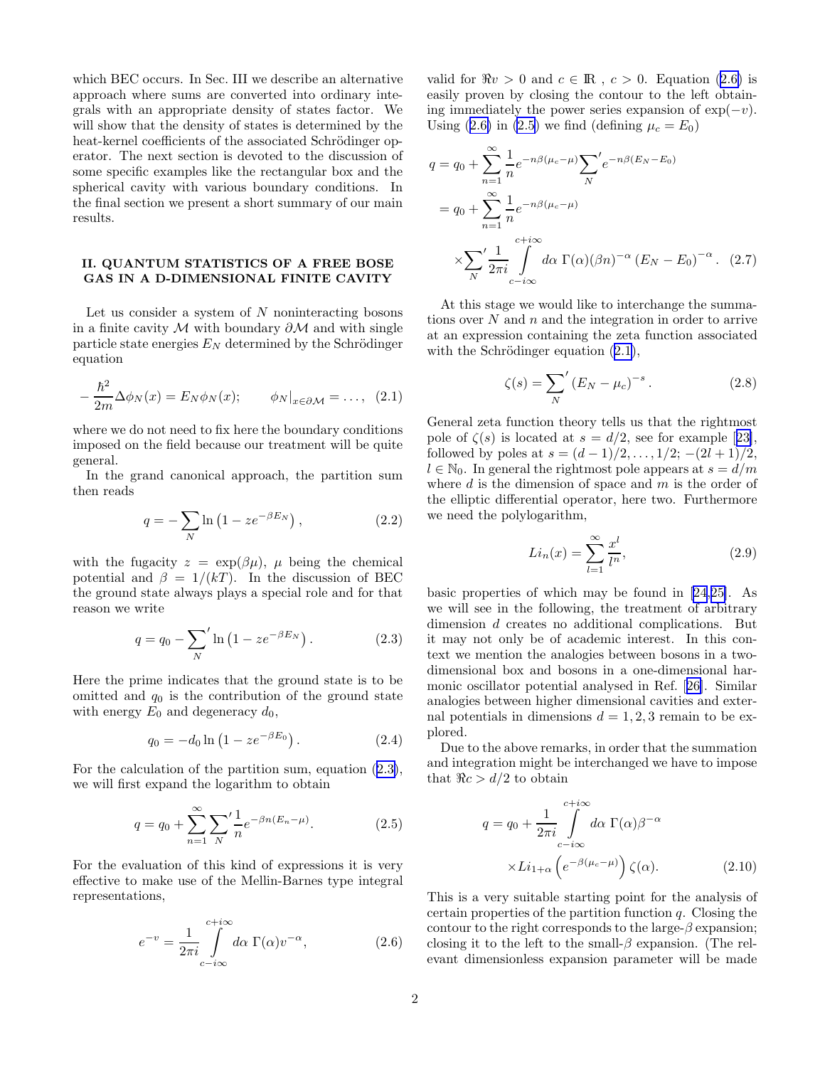which BEC occurs. In Sec. III we describe an alternative approach where sums are converted into ordinary integrals with an appropriate density of states factor. We will show that the density of states is determined by the heat-kernel coefficients of the associated Schrödinger operator. The next section is devoted to the discussion of some specific examples like the rectangular box and the spherical cavity with various boundary conditions. In the final section we present a short summary of our main results.

## II. QUANTUM STATISTICS OF A FREE BOSE GAS IN A D-DIMENSIONAL FINITE CAVITY

Let us consider a system of $N$ noninteracting bosons in a finite cavity $\mathcal{M}$ with boundary $\partial\mathcal{M}$ and with single particle state energies $E_N$ determined by the Schrödinger equation

$$-\frac{\hbar^2}{2m}\Delta\phi_N(x) = E_N\phi_N(x); \qquad \phi_N|_{x\in\partial\mathcal{M}} = \dots, \quad (2.1)$$

where we do not need to fix here the boundary conditions imposed on the field because our treatment will be quite general.

In the grand canonical approach, the partition sum then reads

$$q = -\sum_N \ln\left(1 - ze^{-\beta E_N}\right), \quad (2.2)$$

with the fugacity $z = \exp(\beta\mu)$, $\mu$ being the chemical potential and $\beta = 1/(kT)$. In the discussion of BEC the ground state always plays a special role and for that reason we write

$$q = q_0 - {\sum_N}' \ln\left(1 - ze^{-\beta E_N}\right). \quad (2.3)$$

Here the prime indicates that the ground state is to be omitted and $q_0$ is the contribution of the ground state with energy $E_0$ and degeneracy $d_0$,

$$q_0 = -d_0 \ln\left(1 - ze^{-\beta E_0}\right). \quad (2.4)$$

For the calculation of the partition sum, equation (2.3), we will first expand the logarithm to obtain

$$q = q_0 + \sum_{n=1}^{\infty} {\sum_N}' \frac{1}{n} e^{-\beta n(E_n - \mu)}. \quad (2.5)$$

For the evaluation of this kind of expressions it is very effective to make use of the Mellin-Barnes type integral representations,

$$e^{-v} = \frac{1}{2\pi i}\int_{c-i\infty}^{c+i\infty} d\alpha\ \Gamma(\alpha) v^{-\alpha}, \quad (2.6)$$

valid for $\Re v > 0$ and $c \in \mathbb{R}$ , $c > 0$. Equation (2.6) is easily proven by closing the contour to the left obtaining immediately the power series expansion of $\exp(-v)$. Using (2.6) in (2.5) we find (defining $\mu_c = E_0$)

$$\begin{aligned} q &= q_0 + \sum_{n=1}^{\infty} \frac{1}{n} e^{-n\beta(\mu_c - \mu)} {\sum_N}' e^{-n\beta(E_N - E_0)} \\ &= q_0 + \sum_{n=1}^{\infty} \frac{1}{n} e^{-n\beta(\mu_c - \mu)} \\ &\quad \times {\sum_N}' \frac{1}{2\pi i}\int_{c-i\infty}^{c+i\infty} d\alpha\ \Gamma(\alpha)(\beta n)^{-\alpha}\left(E_N - E_0\right)^{-\alpha}. \end{aligned} \quad (2.7)$$

At this stage we would like to interchange the summations over $N$ and $n$ and the integration in order to arrive at an expression containing the zeta function associated with the Schrödinger equation (2.1),

$$\zeta(s) = {\sum_N}' \left(E_N - \mu_c\right)^{-s}. \quad (2.8)$$

General zeta function theory tells us that the rightmost pole of $\zeta(s)$ is located at $s = d/2$, see for example [23], followed by poles at $s = (d-1)/2, \dots, 1/2; -(2l+1)/2$, $l \in \mathbb{N}_0$. In general the rightmost pole appears at $s = d/m$ where $d$ is the dimension of space and $m$ is the order of the elliptic differential operator, here two. Furthermore we need the polylogarithm,

$$Li_n(x) = \sum_{l=1}^{\infty} \frac{x^l}{l^n}, \quad (2.9)$$

basic properties of which may be found in [24,25]. As we will see in the following, the treatment of arbitrary dimension $d$ creates no additional complications. But it may not only be of academic interest. In this context we mention the analogies between bosons in a two-dimensional box and bosons in a one-dimensional harmonic oscillator potential analysed in Ref. [26]. Similar analogies between higher dimensional cavities and external potentials in dimensions $d = 1, 2, 3$ remain to be explored.

Due to the above remarks, in order that the summation and integration might be interchanged we have to impose that $\Re c > d/2$ to obtain

$$\begin{aligned} q = q_0 &+ \frac{1}{2\pi i}\int_{c-i\infty}^{c+i\infty} d\alpha\ \Gamma(\alpha)\beta^{-\alpha} \\ &\times Li_{1+\alpha}\left(e^{-\beta(\mu_c - \mu)}\right)\zeta(\alpha). \end{aligned} \quad (2.10)$$

This is a very suitable starting point for the analysis of certain properties of the partition function $q$. Closing the contour to the right corresponds to the large-$\beta$ expansion; closing it to the left to the small-$\beta$ expansion. (The relevant dimensionless expansion parameter will be made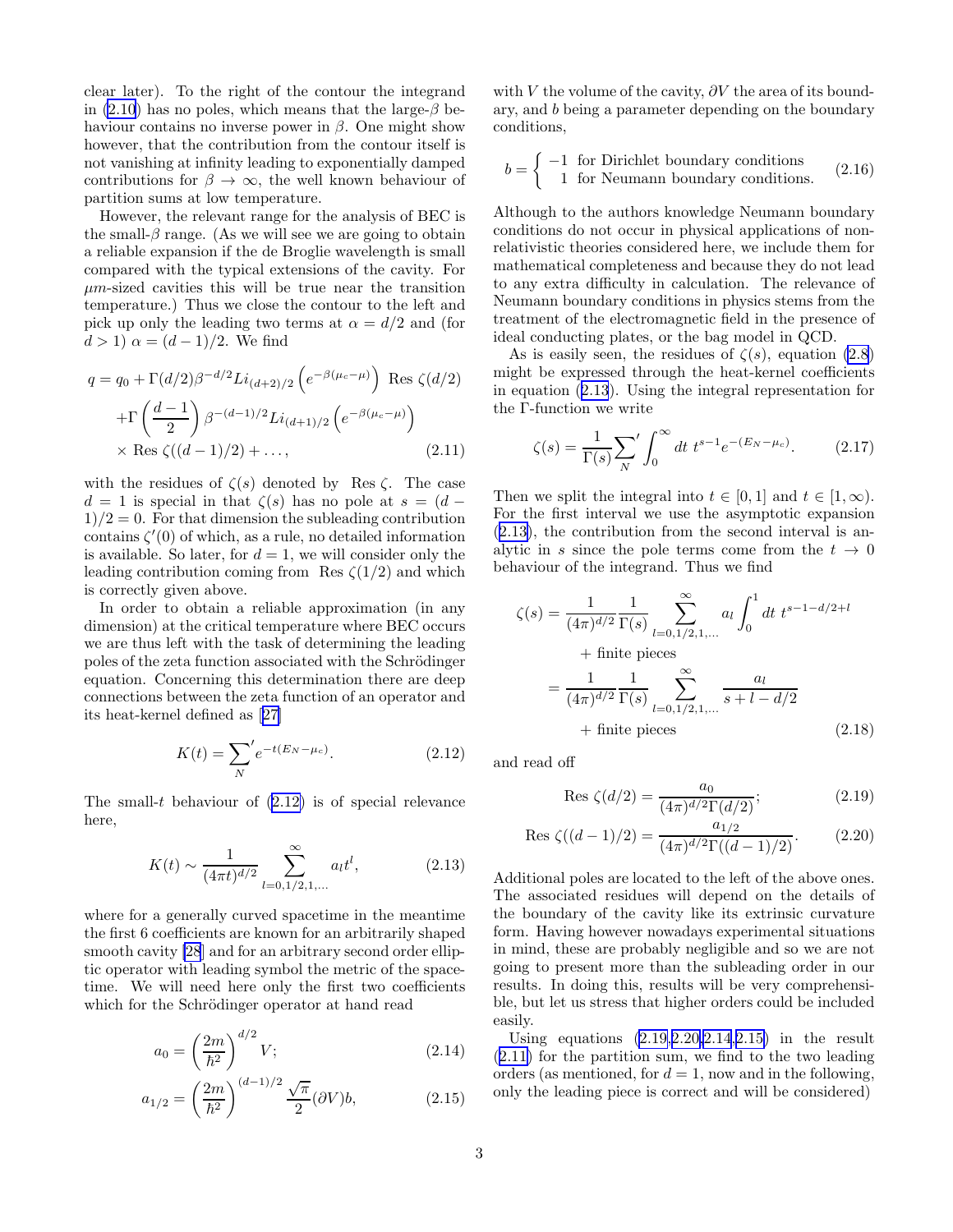clear later). To the right of the contour the integrand in (2.10) has no poles, which means that the large-$\beta$ behaviour contains no inverse power in $\beta$. One might show however, that the contribution from the contour itself is not vanishing at infinity leading to exponentially damped contributions for $\beta \to \infty$, the well known behaviour of partition sums at low temperature.

However, the relevant range for the analysis of BEC is the small-$\beta$ range. (As we will see we are going to obtain a reliable expansion if the de Broglie wavelength is small compared with the typical extensions of the cavity. For $\mu m$-sized cavities this will be true near the transition temperature.) Thus we close the contour to the left and pick up only the leading two terms at $\alpha = d/2$ and (for $d > 1$) $\alpha = (d-1)/2$. We find

$$
\begin{aligned}
q &= q_0 + \Gamma(d/2)\beta^{-d/2} Li_{(d+2)/2}\left(e^{-\beta(\mu_c - \mu)}\right) \text{ Res } \zeta(d/2) \\
&+ \Gamma\left(\frac{d-1}{2}\right)\beta^{-(d-1)/2} Li_{(d+1)/2}\left(e^{-\beta(\mu_c-\mu)}\right) \\
&\times \text{ Res } \zeta((d-1)/2) + \ldots,
\end{aligned}
\tag{2.11}
$$

with the residues of $\zeta(s)$ denoted by Res $\zeta$. The case $d = 1$ is special in that $\zeta(s)$ has no pole at $s = (d-1)/2 = 0$. For that dimension the subleading contribution contains $\zeta'(0)$ of which, as a rule, no detailed information is available. So later, for $d = 1$, we will consider only the leading contribution coming from Res $\zeta(1/2)$ and which is correctly given above.

In order to obtain a reliable approximation (in any dimension) at the critical temperature where BEC occurs we are thus left with the task of determining the leading poles of the zeta function associated with the Schrödinger equation. Concerning this determination there are deep connections between the zeta function of an operator and its heat-kernel defined as [27]

$$
K(t) = {\sum_N}' e^{-t(E_N - \mu_c)}. \tag{2.12}
$$

The small-$t$ behaviour of (2.12) is of special relevance here,

$$
K(t) \sim \frac{1}{(4\pi t)^{d/2}} \sum_{l=0,1/2,1,\ldots}^{\infty} a_l t^l, \tag{2.13}
$$

where for a generally curved spacetime in the meantime the first 6 coefficients are known for an arbitrarily shaped smooth cavity [28] and for an arbitrary second order elliptic operator with leading symbol the metric of the spacetime. We will need here only the first two coefficients which for the Schrödinger operator at hand read

$$
a_0 = \left(\frac{2m}{\hbar^2}\right)^{d/2} V; \tag{2.14}
$$

$$
a_{1/2} = \left(\frac{2m}{\hbar^2}\right)^{(d-1)/2} \frac{\sqrt{\pi}}{2} (\partial V) b, \tag{2.15}
$$

with $V$ the volume of the cavity, $\partial V$ the area of its boundary, and $b$ being a parameter depending on the boundary conditions,

$$
b = \begin{cases} -1 & \text{for Dirichlet boundary conditions} \\ \phantom{-}1 & \text{for Neumann boundary conditions.} \end{cases} \tag{2.16}
$$

Although to the authors knowledge Neumann boundary conditions do not occur in physical applications of non-relativistic theories considered here, we include them for mathematical completeness and because they do not lead to any extra difficulty in calculation. The relevance of Neumann boundary conditions in physics stems from the treatment of the electromagnetic field in the presence of ideal conducting plates, or the bag model in QCD.

As is easily seen, the residues of $\zeta(s)$, equation (2.8) might be expressed through the heat-kernel coefficients in equation (2.13). Using the integral representation for the $\Gamma$-function we write

$$
\zeta(s) = \frac{1}{\Gamma(s)} {\sum_N}' \int_0^\infty dt\ t^{s-1} e^{-(E_N - \mu_c)}. \tag{2.17}
$$

Then we split the integral into $t \in [0,1]$ and $t \in [1, \infty)$. For the first interval we use the asymptotic expansion (2.13), the contribution from the second interval is analytic in $s$ since the pole terms come from the $t \to 0$ behaviour of the integrand. Thus we find

$$
\begin{aligned}
\zeta(s) &= \frac{1}{(4\pi)^{d/2}} \frac{1}{\Gamma(s)} \sum_{l=0,1/2,1,\ldots}^{\infty} a_l \int_0^1 dt\ t^{s-1-d/2+l} \\
&\quad + \text{finite pieces} \\
&= \frac{1}{(4\pi)^{d/2}} \frac{1}{\Gamma(s)} \sum_{l=0,1/2,1,\ldots}^{\infty} \frac{a_l}{s + l - d/2} \\
&\quad + \text{finite pieces}
\end{aligned}
\tag{2.18}
$$

and read off

$$
\text{Res } \zeta(d/2) = \frac{a_0}{(4\pi)^{d/2}\Gamma(d/2)}; \tag{2.19}
$$

$$
\text{Res } \zeta((d-1)/2) = \frac{a_{1/2}}{(4\pi)^{d/2}\Gamma((d-1)/2)}. \tag{2.20}
$$

Additional poles are located to the left of the above ones. The associated residues will depend on the details of the boundary of the cavity like its extrinsic curvature form. Having however nowadays experimental situations in mind, these are probably negligible and so we are not going to present more than the subleading order in our results. In doing this, results will be very comprehensible, but let us stress that higher orders could be included easily.

Using equations (2.19,2.20,2.14,2.15) in the result (2.11) for the partition sum, we find to the two leading orders (as mentioned, for $d = 1$, now and in the following, only the leading piece is correct and will be considered)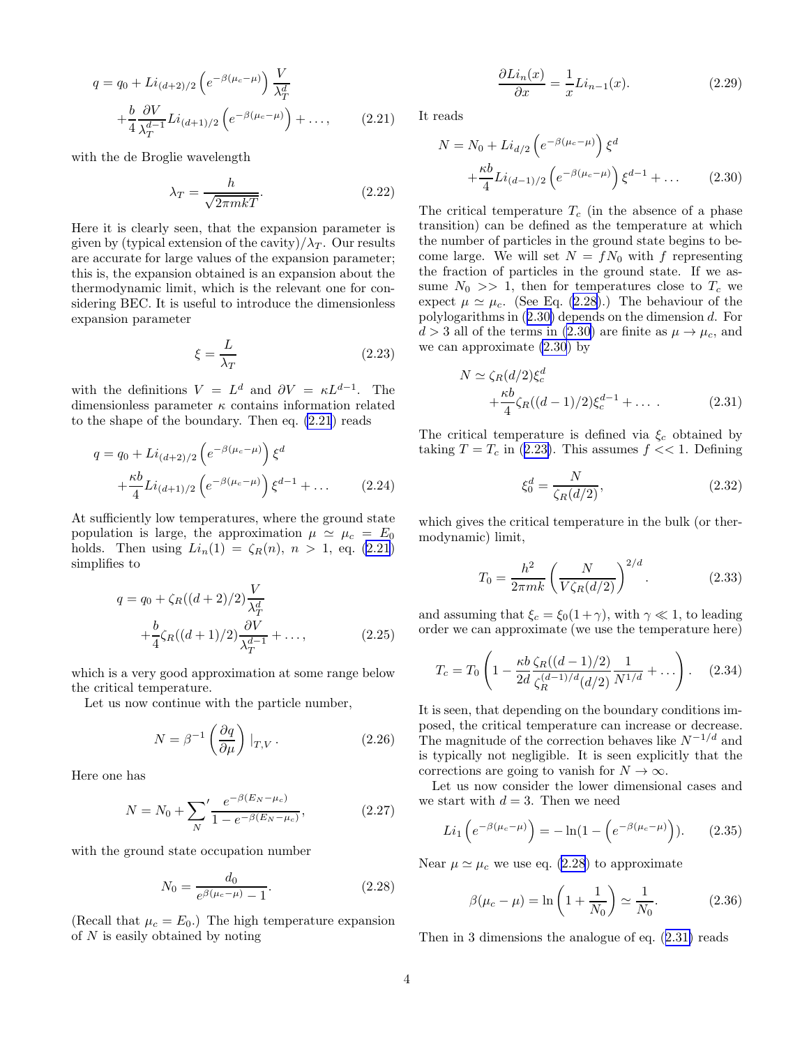$$q = q_0 + Li_{(d+2)/2}\left(e^{-\beta(\mu_c-\mu)}\right)\frac{V}{\lambda_T^d} + \frac{b}{4}\frac{\partial V}{\lambda_T^{d-1}} Li_{(d+1)/2}\left(e^{-\beta(\mu_c-\mu)}\right) + \ldots, \qquad (2.21)$$

with the de Broglie wavelength

$$\lambda_T = \frac{h}{\sqrt{2\pi m k T}}. \qquad (2.22)$$

Here it is clearly seen, that the expansion parameter is given by (typical extension of the cavity)/$\lambda_T$. Our results are accurate for large values of the expansion parameter; this is, the expansion obtained is an expansion about the thermodynamic limit, which is the relevant one for considering BEC. It is useful to introduce the dimensionless expansion parameter

$$\xi = \frac{L}{\lambda_T} \qquad (2.23)$$

with the definitions $V = L^d$ and $\partial V = \kappa L^{d-1}$. The dimensionless parameter $\kappa$ contains information related to the shape of the boundary. Then eq. (2.21) reads

$$q = q_0 + Li_{(d+2)/2}\left(e^{-\beta(\mu_c-\mu)}\right)\xi^d + \frac{\kappa b}{4} Li_{(d+1)/2}\left(e^{-\beta(\mu_c-\mu)}\right)\xi^{d-1} + \ldots \qquad (2.24)$$

At sufficiently low temperatures, where the ground state population is large, the approximation $\mu \simeq \mu_c = E_0$ holds. Then using $Li_n(1) = \zeta_R(n)$, $n > 1$, eq. (2.21) simplifies to

$$q = q_0 + \zeta_R((d+2)/2)\frac{V}{\lambda_T^d} + \frac{b}{4}\zeta_R((d+1)/2)\frac{\partial V}{\lambda_T^{d-1}} + \ldots, \qquad (2.25)$$

which is a very good approximation at some range below the critical temperature.

Let us now continue with the particle number,

$$N = \beta^{-1}\left(\frac{\partial q}{\partial \mu}\right)|_{T,V}. \qquad (2.26)$$

Here one has

$$N = N_0 + {\sum_N}' \frac{e^{-\beta(E_N-\mu_c)}}{1 - e^{-\beta(E_N-\mu_c)}}, \qquad (2.27)$$

with the ground state occupation number

$$N_0 = \frac{d_0}{e^{\beta(\mu_c-\mu)} - 1}. \qquad (2.28)$$

(Recall that $\mu_c = E_0$.) The high temperature expansion of $N$ is easily obtained by noting

$$\frac{\partial Li_n(x)}{\partial x} = \frac{1}{x} Li_{n-1}(x). \qquad (2.29)$$

It reads

$$N = N_0 + Li_{d/2}\left(e^{-\beta(\mu_c-\mu)}\right)\xi^d + \frac{\kappa b}{4} Li_{(d-1)/2}\left(e^{-\beta(\mu_c-\mu)}\right)\xi^{d-1} + \ldots \qquad (2.30)$$

The critical temperature $T_c$ (in the absence of a phase transition) can be defined as the temperature at which the number of particles in the ground state begins to become large. We will set $N = fN_0$ with $f$ representing the fraction of particles in the ground state. If we assume $N_0 >> 1$, then for temperatures close to $T_c$ we expect $\mu \simeq \mu_c$. (See Eq. (2.28).) The behaviour of the polylogarithms in (2.30) depends on the dimension $d$. For $d > 3$ all of the terms in (2.30) are finite as $\mu \to \mu_c$, and we can approximate (2.30) by

$$N \simeq \zeta_R(d/2)\xi_c^d + \frac{\kappa b}{4}\zeta_R((d-1)/2)\xi_c^{d-1} + \ldots . \qquad (2.31)$$

The critical temperature is defined via $\xi_c$ obtained by taking $T = T_c$ in (2.23). This assumes $f << 1$. Defining

$$\xi_0^d = \frac{N}{\zeta_R(d/2)}, \qquad (2.32)$$

which gives the critical temperature in the bulk (or thermodynamic) limit,

$$T_0 = \frac{h^2}{2\pi m k}\left(\frac{N}{V\zeta_R(d/2)}\right)^{2/d}. \qquad (2.33)$$

and assuming that $\xi_c = \xi_0(1+\gamma)$, with $\gamma \ll 1$, to leading order we can approximate (we use the temperature here)

$$T_c = T_0\left(1 - \frac{\kappa b}{2d}\frac{\zeta_R((d-1)/2)}{\zeta_R^{(d-1)/d}(d/2)}\frac{1}{N^{1/d}} + \ldots\right). \qquad (2.34)$$

It is seen, that depending on the boundary conditions imposed, the critical temperature can increase or decrease. The magnitude of the correction behaves like $N^{-1/d}$ and is typically not negligible. It is seen explicitly that the corrections are going to vanish for $N \to \infty$.

Let us now consider the lower dimensional cases and we start with $d = 3$. Then we need

$$Li_1\left(e^{-\beta(\mu_c-\mu)}\right) = -\ln(1 - \left(e^{-\beta(\mu_c-\mu)}\right)). \qquad (2.35)$$

Near $\mu \simeq \mu_c$ we use eq. (2.28) to approximate

$$\beta(\mu_c - \mu) = \ln\left(1 + \frac{1}{N_0}\right) \simeq \frac{1}{N_0}. \qquad (2.36)$$

Then in 3 dimensions the analogue of eq. (2.31) reads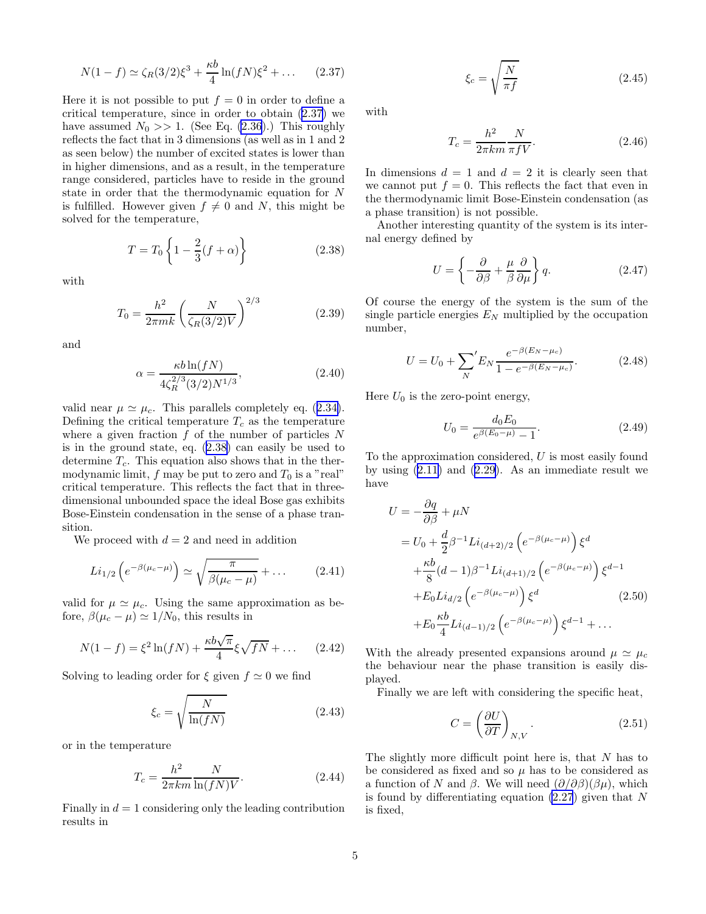$$N(1-f) \simeq \zeta_R(3/2)\xi^3 + \frac{\kappa b}{4}\ln(fN)\xi^2 + \dots \qquad (2.37)$$

Here it is not possible to put $f = 0$ in order to define a critical temperature, since in order to obtain (2.37) we have assumed $N_0 >> 1$. (See Eq. (2.36).) This roughly reflects the fact that in 3 dimensions (as well as in 1 and 2 as seen below) the number of excited states is lower than in higher dimensions, and as a result, in the temperature range considered, particles have to reside in the ground state in order that the thermodynamic equation for $N$ is fulfilled. However given $f \neq 0$ and $N$, this might be solved for the temperature,

$$T = T_0\left\{1 - \frac{2}{3}(f+\alpha)\right\} \qquad (2.38)$$

with

$$T_0 = \frac{h^2}{2\pi mk}\left(\frac{N}{\zeta_R(3/2)V}\right)^{2/3} \qquad (2.39)$$

and

$$\alpha = \frac{\kappa b \ln(fN)}{4\zeta_R^{2/3}(3/2)N^{1/3}}, \qquad (2.40)$$

valid near $\mu \simeq \mu_c$. This parallels completely eq. (2.34). Defining the critical temperature $T_c$ as the temperature where a given fraction $f$ of the number of particles $N$ is in the ground state, eq. (2.38) can easily be used to determine $T_c$. This equation also shows that in the thermodynamic limit, $f$ may be put to zero and $T_0$ is a "real" critical temperature. This reflects the fact that in three-dimensional unbounded space the ideal Bose gas exhibits Bose-Einstein condensation in the sense of a phase transition.

We proceed with $d = 2$ and need in addition

$$Li_{1/2}\left(e^{-\beta(\mu_c-\mu)}\right) \simeq \sqrt{\frac{\pi}{\beta(\mu_c-\mu)}} + \dots \qquad (2.41)$$

valid for $\mu \simeq \mu_c$. Using the same approximation as before, $\beta(\mu_c - \mu) \simeq 1/N_0$, this results in

$$N(1-f) = \xi^2 \ln(fN) + \frac{\kappa b\sqrt{\pi}}{4}\xi\sqrt{fN} + \dots \qquad (2.42)$$

Solving to leading order for $\xi$ given $f \simeq 0$ we find

$$\xi_c = \sqrt{\frac{N}{\ln(fN)}} \qquad (2.43)$$

or in the temperature

$$T_c = \frac{h^2}{2\pi km}\frac{N}{\ln(fN)V}. \qquad (2.44)$$

Finally in $d = 1$ considering only the leading contribution results in

$$\xi_c = \sqrt{\frac{N}{\pi f}} \qquad (2.45)$$

with

$$T_c = \frac{h^2}{2\pi km}\frac{N}{\pi f V}. \qquad (2.46)$$

In dimensions $d = 1$ and $d = 2$ it is clearly seen that we cannot put $f = 0$. This reflects the fact that even in the thermodynamic limit Bose-Einstein condensation (as a phase transition) is not possible.

Another interesting quantity of the system is its internal energy defined by

$$U = \left\{-\frac{\partial}{\partial\beta} + \frac{\mu}{\beta}\frac{\partial}{\partial\mu}\right\} q. \qquad (2.47)$$

Of course the energy of the system is the sum of the single particle energies $E_N$ multiplied by the occupation number,

$$U = U_0 + {\sum_N}' E_N \frac{e^{-\beta(E_N-\mu_c)}}{1-e^{-\beta(E_N-\mu_c)}}. \qquad (2.48)$$

Here $U_0$ is the zero-point energy,

$$U_0 = \frac{d_0 E_0}{e^{\beta(E_0-\mu)}-1}. \qquad (2.49)$$

To the approximation considered, $U$ is most easily found by using (2.11) and (2.29). As an immediate result we have

$$\begin{aligned}
U &= -\frac{\partial q}{\partial\beta} + \mu N \\
&= U_0 + \frac{d}{2}\beta^{-1}Li_{(d+2)/2}\left(e^{-\beta(\mu_c-\mu)}\right)\xi^d \\
&\quad + \frac{\kappa b}{8}(d-1)\beta^{-1}Li_{(d+1)/2}\left(e^{-\beta(\mu_c-\mu)}\right)\xi^{d-1} \\
&\quad + E_0 Li_{d/2}\left(e^{-\beta(\mu_c-\mu)}\right)\xi^d \\
&\quad + E_0\frac{\kappa b}{4}Li_{(d-1)/2}\left(e^{-\beta(\mu_c-\mu)}\right)\xi^{d-1} + \dots
\end{aligned} \qquad (2.50)$$

With the already presented expansions around $\mu \simeq \mu_c$ the behaviour near the phase transition is easily displayed.

Finally we are left with considering the specific heat,

$$C = \left(\frac{\partial U}{\partial T}\right)_{N,V}. \qquad (2.51)$$

The slightly more difficult point here is, that $N$ has to be considered as fixed and so $\mu$ has to be considered as a function of $N$ and $\beta$. We will need $(\partial/\partial\beta)(\beta\mu)$, which is found by differentiating equation (2.27) given that $N$ is fixed,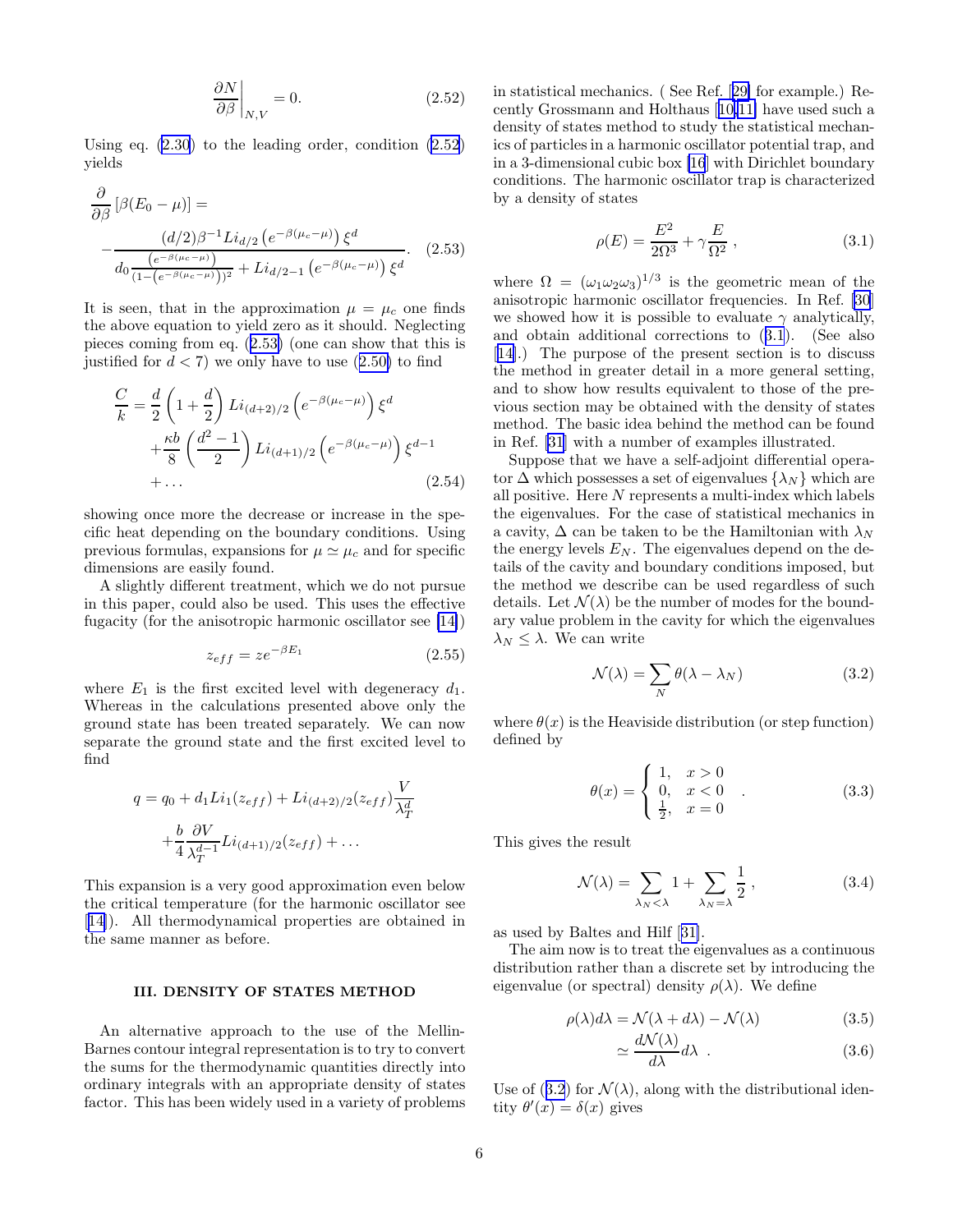$$\left.\frac{\partial N}{\partial \beta}\right|_{N,V} = 0. \tag{2.52}$$

Using eq. (2.30) to the leading order, condition (2.52) yields

$$\frac{\partial}{\partial \beta}\left[\beta(E_0 - \mu)\right] = -\frac{(d/2)\beta^{-1} Li_{d/2}\left(e^{-\beta(\mu_c-\mu)}\right)\xi^d}{d_0 \frac{\left(e^{-\beta(\mu_c-\mu)}\right)}{\left(1-\left(e^{-\beta(\mu_c-\mu)}\right)\right)^2} + Li_{d/2-1}\left(e^{-\beta(\mu_c-\mu)}\right)\xi^d}. \tag{2.53}$$

It is seen, that in the approximation $\mu = \mu_c$ one finds the above equation to yield zero as it should. Neglecting pieces coming from eq. (2.53) (one can show that this is justified for $d < 7$) we only have to use (2.50) to find

$$\begin{aligned}\frac{C}{k} &= \frac{d}{2}\left(1+\frac{d}{2}\right) Li_{(d+2)/2}\left(e^{-\beta(\mu_c-\mu)}\right)\xi^d \\ &+ \frac{\kappa b}{8}\left(\frac{d^2-1}{2}\right) Li_{(d+1)/2}\left(e^{-\beta(\mu_c-\mu)}\right)\xi^{d-1} \\ &+ \ldots\end{aligned} \tag{2.54}$$

showing once more the decrease or increase in the specific heat depending on the boundary conditions. Using previous formulas, expansions for $\mu \simeq \mu_c$ and for specific dimensions are easily found.

A slightly different treatment, which we do not pursue in this paper, could also be used. This uses the effective fugacity (for the anisotropic harmonic oscillator see [14])

$$z_{eff} = z e^{-\beta E_1} \tag{2.55}$$

where $E_1$ is the first excited level with degeneracy $d_1$. Whereas in the calculations presented above only the ground state has been treated separately. We can now separate the ground state and the first excited level to find

$$\begin{aligned}q &= q_0 + d_1 Li_1(z_{eff}) + Li_{(d+2)/2}(z_{eff})\frac{V}{\lambda_T^d} \\ &+ \frac{b}{4}\frac{\partial V}{\lambda_T^{d-1}} Li_{(d+1)/2}(z_{eff}) + \ldots\end{aligned}$$

This expansion is a very good approximation even below the critical temperature (for the harmonic oscillator see [14]). All thermodynamical properties are obtained in the same manner as before.

## III. DENSITY OF STATES METHOD

An alternative approach to the use of the Mellin-Barnes contour integral representation is to try to convert the sums for the thermodynamic quantities directly into ordinary integrals with an appropriate density of states factor. This has been widely used in a variety of problems in statistical mechanics. ( See Ref. [29] for example.) Recently Grossmann and Holthaus [10,11] have used such a density of states method to study the statistical mechanics of particles in a harmonic oscillator potential trap, and in a 3-dimensional cubic box [16] with Dirichlet boundary conditions. The harmonic oscillator trap is characterized by a density of states

$$\rho(E) = \frac{E^2}{2\Omega^3} + \gamma\frac{E}{\Omega^2}\,, \tag{3.1}$$

where $\Omega = (\omega_1\omega_2\omega_3)^{1/3}$ is the geometric mean of the anisotropic harmonic oscillator frequencies. In Ref. [30] we showed how it is possible to evaluate $\gamma$ analytically, and obtain additional corrections to (3.1). (See also [14].) The purpose of the present section is to discuss the method in greater detail in a more general setting, and to show how results equivalent to those of the previous section may be obtained with the density of states method. The basic idea behind the method can be found in Ref. [31] with a number of examples illustrated.

Suppose that we have a self-adjoint differential operator $\Delta$ which possesses a set of eigenvalues $\{\lambda_N\}$ which are all positive. Here $N$ represents a multi-index which labels the eigenvalues. For the case of statistical mechanics in a cavity, $\Delta$ can be taken to be the Hamiltonian with $\lambda_N$ the energy levels $E_N$. The eigenvalues depend on the details of the cavity and boundary conditions imposed, but the method we describe can be used regardless of such details. Let $\mathcal{N}(\lambda)$ be the number of modes for the boundary value problem in the cavity for which the eigenvalues $\lambda_N \leq \lambda$. We can write

$$\mathcal{N}(\lambda) = \sum_N \theta(\lambda - \lambda_N) \tag{3.2}$$

where $\theta(x)$ is the Heaviside distribution (or step function) defined by

$$\theta(x) = \begin{cases} 1, & x > 0 \\ 0, & x < 0 \\ \frac{1}{2}, & x = 0 \end{cases}\,. \tag{3.3}$$

This gives the result

$$\mathcal{N}(\lambda) = \sum_{\lambda_N < \lambda} 1 + \sum_{\lambda_N = \lambda} \frac{1}{2}\,, \tag{3.4}$$

as used by Baltes and Hilf [31].

The aim now is to treat the eigenvalues as a continuous distribution rather than a discrete set by introducing the eigenvalue (or spectral) density $\rho(\lambda)$. We define

$$\rho(\lambda)d\lambda = \mathcal{N}(\lambda + d\lambda) - \mathcal{N}(\lambda) \tag{3.5}$$

$$\simeq \frac{d\mathcal{N}(\lambda)}{d\lambda}d\lambda\;. \tag{3.6}$$

Use of (3.2) for $\mathcal{N}(\lambda)$, along with the distributional identity $\theta'(x) = \delta(x)$ gives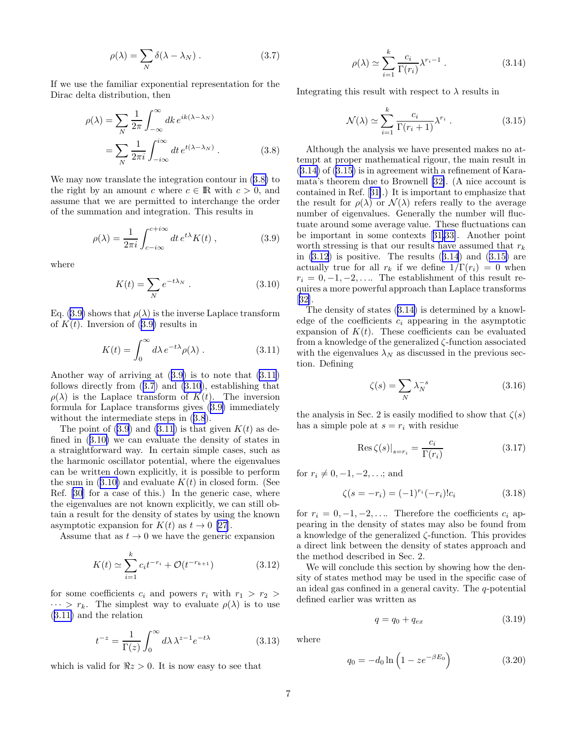$$
\rho(\lambda) = \sum_N \delta(\lambda - \lambda_N) . \tag{3.7}
$$

If we use the familiar exponential representation for the Dirac delta distribution, then

$$
\begin{aligned}
\rho(\lambda) &= \sum_N \frac{1}{2\pi} \int_{-\infty}^{\infty} dk \, e^{ik(\lambda - \lambda_N)} \\
&= \sum_N \frac{1}{2\pi i} \int_{-i\infty}^{i\infty} dt \, e^{t(\lambda - \lambda_N)} .
\end{aligned} \tag{3.8}
$$

We may now translate the integration contour in (3.8) to the right by an amount $c$ where $c \in \mathbb{R}$ with $c > 0$, and assume that we are permitted to interchange the order of the summation and integration. This results in

$$
\rho(\lambda) = \frac{1}{2\pi i} \int_{c-i\infty}^{c+i\infty} dt \, e^{t\lambda} K(t) , \tag{3.9}
$$

where

$$
K(t) = \sum_N e^{-t\lambda_N} . \tag{3.10}
$$

Eq. (3.9) shows that $\rho(\lambda)$ is the inverse Laplace transform of $K(t)$. Inversion of (3.9) results in

$$
K(t) = \int_0^{\infty} d\lambda \, e^{-t\lambda} \rho(\lambda) . \tag{3.11}
$$

Another way of arriving at (3.9) is to note that (3.11) follows directly from (3.7) and (3.10), establishing that $\rho(\lambda)$ is the Laplace transform of $K(t)$. The inversion formula for Laplace transforms gives (3.9) immediately without the intermediate steps in (3.8).

The point of (3.9) and (3.11) is that given $K(t)$ as defined in (3.10) we can evaluate the density of states in a straightforward way. In certain simple cases, such as the harmonic oscillator potential, where the eigenvalues can be written down explicitly, it is possible to perform the sum in (3.10) and evaluate $K(t)$ in closed form. (See Ref. [30] for a case of this.) In the generic case, where the eigenvalues are not known explicitly, we can still obtain a result for the density of states by using the known asymptotic expansion for $K(t)$ as $t \to 0$ [27].

Assume that as $t \to 0$ we have the generic expansion

$$
K(t) \simeq \sum_{i=1}^{k} c_i t^{-r_i} + \mathcal{O}(t^{-r_{k+1}}) \tag{3.12}
$$

for some coefficients $c_i$ and powers $r_i$ with $r_1 > r_2 > \cdots > r_k$. The simplest way to evaluate $\rho(\lambda)$ is to use (3.11) and the relation

$$
t^{-z} = \frac{1}{\Gamma(z)} \int_0^{\infty} d\lambda \, \lambda^{z-1} e^{-t\lambda} \tag{3.13}
$$

which is valid for $\Re z > 0$. It is now easy to see that

$$
\rho(\lambda) \simeq \sum_{i=1}^{k} \frac{c_i}{\Gamma(r_i)} \lambda^{r_i - 1} . \tag{3.14}
$$

Integrating this result with respect to $\lambda$ results in

$$
\mathcal{N}(\lambda) \simeq \sum_{i=1}^{k} \frac{c_i}{\Gamma(r_i + 1)} \lambda^{r_i} . \tag{3.15}
$$

Although the analysis we have presented makes no attempt at proper mathematical rigour, the main result in (3.14) of (3.15) is in agreement with a refinement of Karamata's theorem due to Brownell [32]. (A nice account is contained in Ref. [31].) It is important to emphasize that the result for $\rho(\lambda)$ or $\mathcal{N}(\lambda)$ refers really to the average number of eigenvalues. Generally the number will fluctuate around some average value. These fluctuations can be important in some contexts [31,33]. Another point worth stressing is that our results have assumed that $r_k$ in (3.12) is positive. The results (3.14) and (3.15) are actually true for all $r_k$ if we define $1/\Gamma(r_i) = 0$ when $r_i = 0, -1, -2, \ldots$. The establishment of this result requires a more powerful approach than Laplace transforms [32].

The density of states (3.14) is determined by a knowledge of the coefficients $c_i$ appearing in the asymptotic expansion of $K(t)$. These coefficients can be evaluated from a knowledge of the generalized $\zeta$-function associated with the eigenvalues $\lambda_N$ as discussed in the previous section. Defining

$$
\zeta(s) = \sum_N \lambda_N^{-s} \tag{3.16}
$$

the analysis in Sec. 2 is easily modified to show that $\zeta(s)$ has a simple pole at $s = r_i$ with residue

$$
\text{Res}\, \zeta(s)|_{s=r_i} = \frac{c_i}{\Gamma(r_i)} \tag{3.17}
$$

for $r_i \neq 0, -1, -2, \ldots$; and

$$
\zeta(s = -r_i) = (-1)^{r_i} (-r_i)! c_i \tag{3.18}
$$

for $r_i = 0, -1, -2, \ldots$. Therefore the coefficients $c_i$ appearing in the density of states may also be found from a knowledge of the generalized $\zeta$-function. This provides a direct link between the density of states approach and the method described in Sec. 2.

We will conclude this section by showing how the density of states method may be used in the specific case of an ideal gas confined in a general cavity. The $q$-potential defined earlier was written as

$$
q = q_0 + q_{ex} \tag{3.19}
$$

where

$$
q_0 = -d_0 \ln\left(1 - z e^{-\beta E_0}\right) \tag{3.20}
$$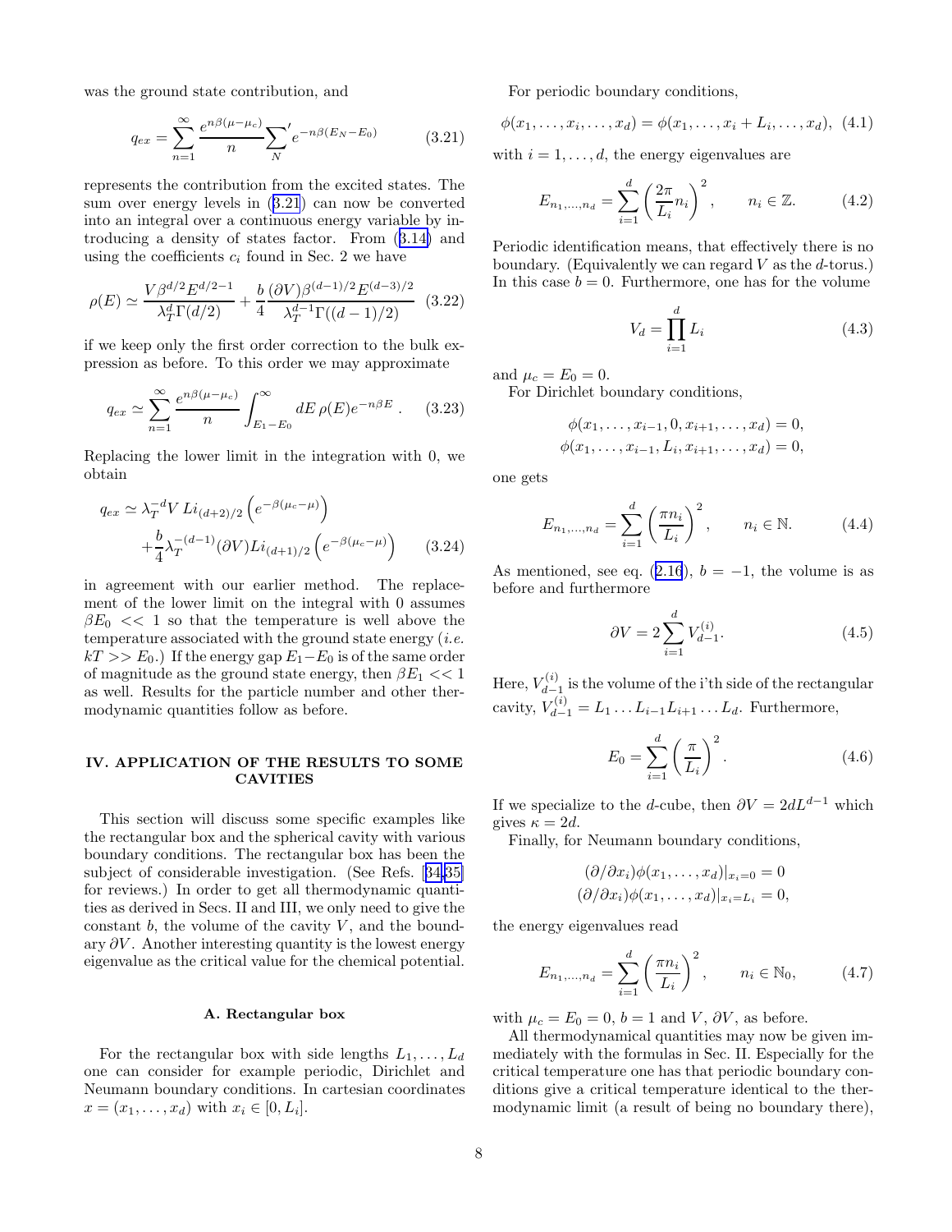was the ground state contribution, and

$$q_{ex} = \sum_{n=1}^{\infty} \frac{e^{n\beta(\mu-\mu_c)}}{n} {\sum_N}' e^{-n\beta(E_N - E_0)} \tag{3.21}$$

represents the contribution from the excited states. The sum over energy levels in (3.21) can now be converted into an integral over a continuous energy variable by introducing a density of states factor. From (3.14) and using the coefficients $c_i$ found in Sec. 2 we have

$$\rho(E) \simeq \frac{V\beta^{d/2}E^{d/2-1}}{\lambda_T^d \Gamma(d/2)} + \frac{b}{4}\frac{(\partial V)\beta^{(d-1)/2}E^{(d-3)/2}}{\lambda_T^{d-1}\Gamma((d-1)/2)} \tag{3.22}$$

if we keep only the first order correction to the bulk expression as before. To this order we may approximate

$$q_{ex} \simeq \sum_{n=1}^{\infty} \frac{e^{n\beta(\mu-\mu_c)}}{n} \int_{E_1-E_0}^{\infty} dE\, \rho(E) e^{-n\beta E}\ . \tag{3.23}$$

Replacing the lower limit in the integration with 0, we obtain

$$\begin{aligned} q_{ex} &\simeq \lambda_T^{-d} V\, Li_{(d+2)/2}\left(e^{-\beta(\mu_c-\mu)}\right) \\ &\quad + \frac{b}{4}\lambda_T^{-(d-1)}(\partial V) Li_{(d+1)/2}\left(e^{-\beta(\mu_c-\mu)}\right) \end{aligned} \tag{3.24}$$

in agreement with our earlier method. The replacement of the lower limit on the integral with 0 assumes $\beta E_0 << 1$ so that the temperature is well above the temperature associated with the ground state energy (*i.e.* $kT >> E_0$.) If the energy gap $E_1 - E_0$ is of the same order of magnitude as the ground state energy, then $\beta E_1 << 1$ as well. Results for the particle number and other thermodynamic quantities follow as before.

## IV. APPLICATION OF THE RESULTS TO SOME CAVITIES

This section will discuss some specific examples like the rectangular box and the spherical cavity with various boundary conditions. The rectangular box has been the subject of considerable investigation. (See Refs. [34,35] for reviews.) In order to get all thermodynamic quantities as derived in Secs. II and III, we only need to give the constant $b$, the volume of the cavity $V$, and the boundary $\partial V$. Another interesting quantity is the lowest energy eigenvalue as the critical value for the chemical potential.

### A. Rectangular box

For the rectangular box with side lengths $L_1, \ldots, L_d$ one can consider for example periodic, Dirichlet and Neumann boundary conditions. In cartesian coordinates $x = (x_1, \ldots, x_d)$ with $x_i \in [0, L_i]$.

For periodic boundary conditions,

$$\phi(x_1, \ldots, x_i, \ldots, x_d) = \phi(x_1, \ldots, x_i + L_i, \ldots, x_d), \tag{4.1}$$

with $i = 1, \ldots, d$, the energy eigenvalues are

$$E_{n_1,\ldots,n_d} = \sum_{i=1}^{d}\left(\frac{2\pi}{L_i}n_i\right)^2, \qquad n_i \in \mathbb{Z}. \tag{4.2}$$

Periodic identification means, that effectively there is no boundary. (Equivalently we can regard $V$ as the $d$-torus.) In this case $b = 0$. Furthermore, one has for the volume

$$V_d = \prod_{i=1}^{d} L_i \tag{4.3}$$

and $\mu_c = E_0 = 0$.

For Dirichlet boundary conditions,

$$\begin{aligned} \phi(x_1, \ldots, x_{i-1}, 0, x_{i+1}, \ldots, x_d) = 0, \\ \phi(x_1, \ldots, x_{i-1}, L_i, x_{i+1}, \ldots, x_d) = 0, \end{aligned}$$

one gets

$$E_{n_1,\ldots,n_d} = \sum_{i=1}^{d}\left(\frac{\pi n_i}{L_i}\right)^2, \qquad n_i \in \mathbb{N}. \tag{4.4}$$

As mentioned, see eq. (2.16), $b = -1$, the volume is as before and furthermore

$$\partial V = 2\sum_{i=1}^{d} V_{d-1}^{(i)}. \tag{4.5}$$

Here, $V_{d-1}^{(i)}$ is the volume of the i'th side of the rectangular cavity, $V_{d-1}^{(i)} = L_1 \ldots L_{i-1}L_{i+1} \ldots L_d$. Furthermore,

$$E_0 = \sum_{i=1}^{d}\left(\frac{\pi}{L_i}\right)^2. \tag{4.6}$$

If we specialize to the $d$-cube, then $\partial V = 2dL^{d-1}$ which gives $\kappa = 2d$.

Finally, for Neumann boundary conditions,

$$\begin{aligned} (\partial/\partial x_i)\phi(x_1, \ldots, x_d)|_{x_i=0} = 0 \\ (\partial/\partial x_i)\phi(x_1, \ldots, x_d)|_{x_i=L_i} = 0, \end{aligned}$$

the energy eigenvalues read

$$E_{n_1,\ldots,n_d} = \sum_{i=1}^{d}\left(\frac{\pi n_i}{L_i}\right)^2, \qquad n_i \in \mathbb{N}_0, \tag{4.7}$$

with $\mu_c = E_0 = 0$, $b = 1$ and $V$, $\partial V$, as before.

All thermodynamical quantities may now be given immediately with the formulas in Sec. II. Especially for the critical temperature one has that periodic boundary conditions give a critical temperature identical to the thermodynamic limit (a result of being no boundary there),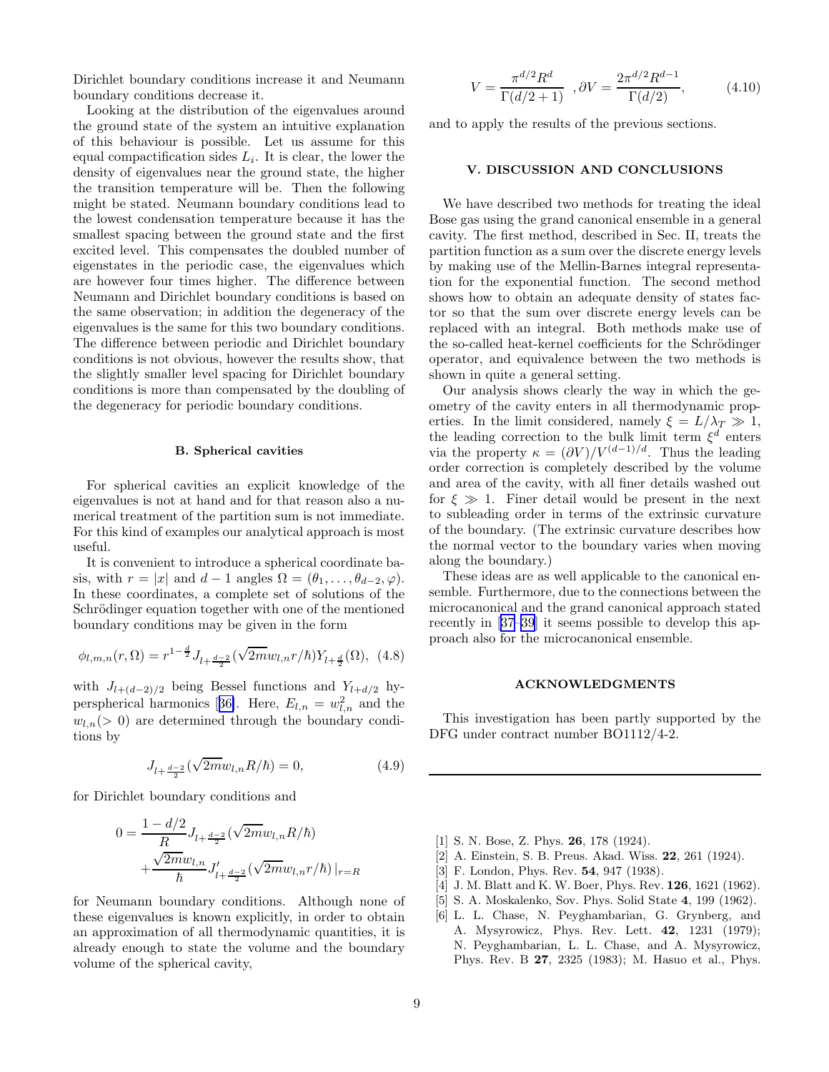Dirichlet boundary conditions increase it and Neumann boundary conditions decrease it.

Looking at the distribution of the eigenvalues around the ground state of the system an intuitive explanation of this behaviour is possible. Let us assume for this equal compactification sides $L_i$. It is clear, the lower the density of eigenvalues near the ground state, the higher the transition temperature will be. Then the following might be stated. Neumann boundary conditions lead to the lowest condensation temperature because it has the smallest spacing between the ground state and the first excited level. This compensates the doubled number of eigenstates in the periodic case, the eigenvalues which are however four times higher. The difference between Neumann and Dirichlet boundary conditions is based on the same observation; in addition the degeneracy of the eigenvalues is the same for this two boundary conditions. The difference between periodic and Dirichlet boundary conditions is not obvious, however the results show, that the slightly smaller level spacing for Dirichlet boundary conditions is more than compensated by the doubling of the degeneracy for periodic boundary conditions.

### B. Spherical cavities

For spherical cavities an explicit knowledge of the eigenvalues is not at hand and for that reason also a numerical treatment of the partition sum is not immediate. For this kind of examples our analytical approach is most useful.

It is convenient to introduce a spherical coordinate basis, with $r = |x|$ and $d-1$ angles $\Omega = (\theta_1, \ldots, \theta_{d-2}, \varphi)$. In these coordinates, a complete set of solutions of the Schrödinger equation together with one of the mentioned boundary conditions may be given in the form

$$\phi_{l,m,n}(r,\Omega) = r^{1-\frac{d}{2}} J_{l+\frac{d-2}{2}}(\sqrt{2m}w_{l,n}r/\hbar) Y_{l+\frac{d}{2}}(\Omega), \quad (4.8)$$

with $J_{l+(d-2)/2}$ being Bessel functions and $Y_{l+d/2}$ hyperspherical harmonics [36]. Here, $E_{l,n} = w_{l,n}^2$ and the $w_{l,n}(>0)$ are determined through the boundary conditions by

$$J_{l+\frac{d-2}{2}}(\sqrt{2m}w_{l,n}R/\hbar) = 0, \quad (4.9)$$

for Dirichlet boundary conditions and

$$0 = \frac{1-d/2}{R} J_{l+\frac{d-2}{2}}(\sqrt{2m}w_{l,n}R/\hbar) + \frac{\sqrt{2m}w_{l,n}}{\hbar} J'_{l+\frac{d-2}{2}}(\sqrt{2m}w_{l,n}r/\hbar)\,|_{r=R}$$

for Neumann boundary conditions. Although none of these eigenvalues is known explicitly, in order to obtain an approximation of all thermodynamic quantities, it is already enough to state the volume and the boundary volume of the spherical cavity,

$$V = \frac{\pi^{d/2}R^d}{\Gamma(d/2+1)} \;\;, \partial V = \frac{2\pi^{d/2}R^{d-1}}{\Gamma(d/2)}, \quad (4.10)$$

and to apply the results of the previous sections.

## V. DISCUSSION AND CONCLUSIONS

We have described two methods for treating the ideal Bose gas using the grand canonical ensemble in a general cavity. The first method, described in Sec. II, treats the partition function as a sum over the discrete energy levels by making use of the Mellin-Barnes integral representation for the exponential function. The second method shows how to obtain an adequate density of states factor so that the sum over discrete energy levels can be replaced with an integral. Both methods make use of the so-called heat-kernel coefficients for the Schrödinger operator, and equivalence between the two methods is shown in quite a general setting.

Our analysis shows clearly the way in which the geometry of the cavity enters in all thermodynamic properties. In the limit considered, namely $\xi = L/\lambda_T \gg 1$, the leading correction to the bulk limit term $\xi^d$ enters via the property $\kappa = (\partial V)/V^{(d-1)/d}$. Thus the leading order correction is completely described by the volume and area of the cavity, with all finer details washed out for $\xi \gg 1$. Finer detail would be present in the next to subleading order in terms of the extrinsic curvature of the boundary. (The extrinsic curvature describes how the normal vector to the boundary varies when moving along the boundary.)

These ideas are as well applicable to the canonical ensemble. Furthermore, due to the connections between the microcanonical and the grand canonical approach stated recently in [37–39] it seems possible to develop this approach also for the microcanonical ensemble.

## ACKNOWLEDGMENTS

This investigation has been partly supported by the DFG under contract number BO1112/4-2.

---

- [1] S. N. Bose, Z. Phys. **26**, 178 (1924).
- [2] A. Einstein, S. B. Preus. Akad. Wiss. **22**, 261 (1924).
- [3] F. London, Phys. Rev. **54**, 947 (1938).
- [4] J. M. Blatt and K. W. Boer, Phys. Rev. **126**, 1621 (1962).
- [5] S. A. Moskalenko, Sov. Phys. Solid State **4**, 199 (1962).
- [6] L. L. Chase, N. Peyghambarian, G. Grynberg, and A. Mysyrowicz, Phys. Rev. Lett. **42**, 1231 (1979); N. Peyghambarian, L. L. Chase, and A. Mysyrowicz, Phys. Rev. B **27**, 2325 (1983); M. Hasuo et al., Phys.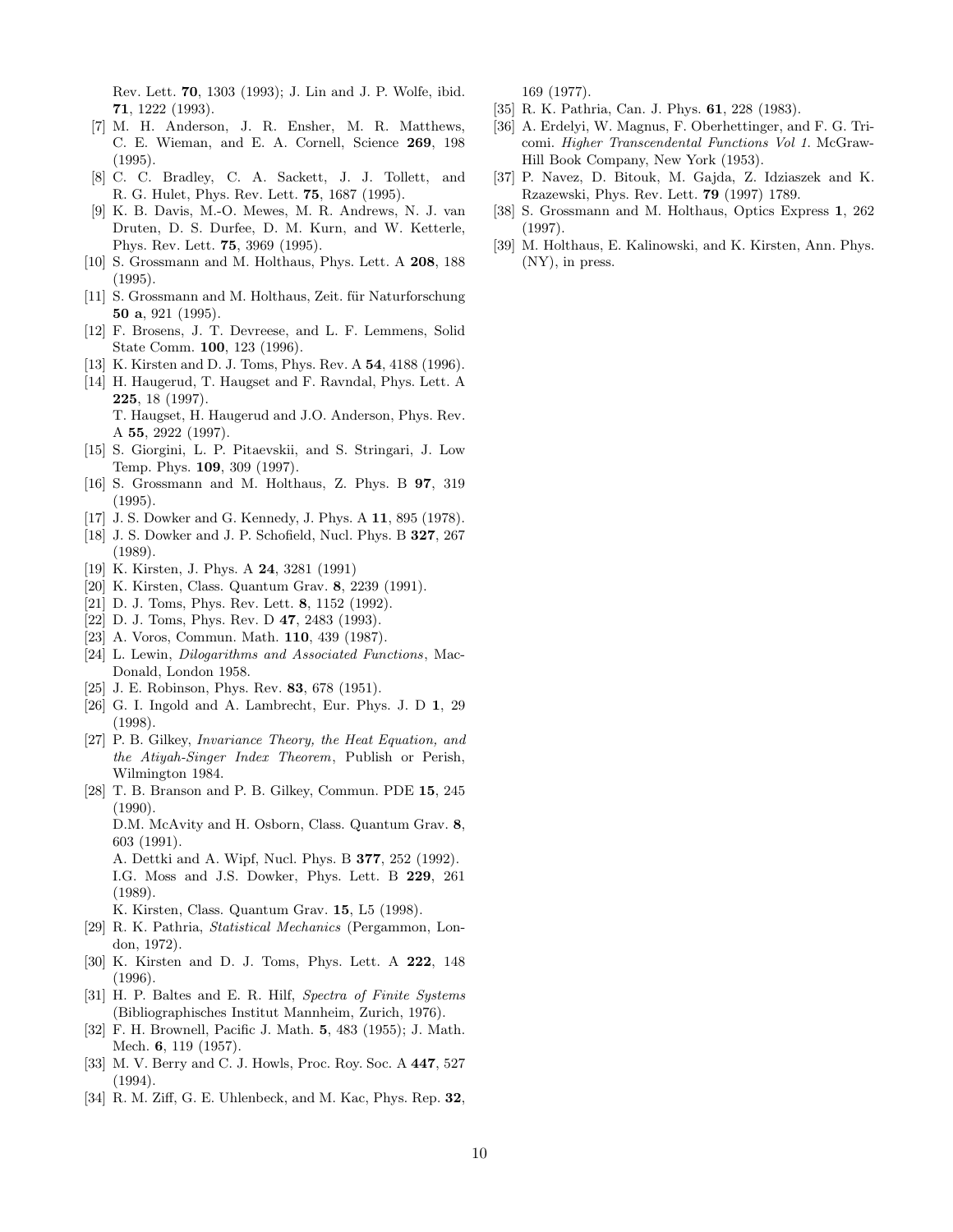Rev. Lett. **70**, 1303 (1993); J. Lin and J. P. Wolfe, ibid. **71**, 1222 (1993).

[7] M. H. Anderson, J. R. Ensher, M. R. Matthews, C. E. Wieman, and E. A. Cornell, Science **269**, 198 (1995).

[8] C. C. Bradley, C. A. Sackett, J. J. Tollett, and R. G. Hulet, Phys. Rev. Lett. **75**, 1687 (1995).

[9] K. B. Davis, M.-O. Mewes, M. R. Andrews, N. J. van Druten, D. S. Durfee, D. M. Kurn, and W. Ketterle, Phys. Rev. Lett. **75**, 3969 (1995).

[10] S. Grossmann and M. Holthaus, Phys. Lett. A **208**, 188 (1995).

[11] S. Grossmann and M. Holthaus, Zeit. für Naturforschung **50 a**, 921 (1995).

[12] F. Brosens, J. T. Devreese, and L. F. Lemmens, Solid State Comm. **100**, 123 (1996).

[13] K. Kirsten and D. J. Toms, Phys. Rev. A **54**, 4188 (1996).

[14] H. Haugerud, T. Haugset and F. Ravndal, Phys. Lett. A **225**, 18 (1997).
T. Haugset, H. Haugerud and J.O. Anderson, Phys. Rev. A **55**, 2922 (1997).

[15] S. Giorgini, L. P. Pitaevskii, and S. Stringari, J. Low Temp. Phys. **109**, 309 (1997).

[16] S. Grossmann and M. Holthaus, Z. Phys. B **97**, 319 (1995).

[17] J. S. Dowker and G. Kennedy, J. Phys. A **11**, 895 (1978).

[18] J. S. Dowker and J. P. Schofield, Nucl. Phys. B **327**, 267 (1989).

[19] K. Kirsten, J. Phys. A **24**, 3281 (1991)

[20] K. Kirsten, Class. Quantum Grav. **8**, 2239 (1991).

[21] D. J. Toms, Phys. Rev. Lett. **8**, 1152 (1992).

[22] D. J. Toms, Phys. Rev. D **47**, 2483 (1993).

[23] A. Voros, Commun. Math. **110**, 439 (1987).

[24] L. Lewin, *Dilogarithms and Associated Functions*, MacDonald, London 1958.

[25] J. E. Robinson, Phys. Rev. **83**, 678 (1951).

[26] G. I. Ingold and A. Lambrecht, Eur. Phys. J. D **1**, 29 (1998).

[27] P. B. Gilkey, *Invariance Theory, the Heat Equation, and the Atiyah-Singer Index Theorem*, Publish or Perish, Wilmington 1984.

[28] T. B. Branson and P. B. Gilkey, Commun. PDE **15**, 245 (1990).
D.M. McAvity and H. Osborn, Class. Quantum Grav. **8**, 603 (1991).
A. Dettki and A. Wipf, Nucl. Phys. B **377**, 252 (1992).
I.G. Moss and J.S. Dowker, Phys. Lett. B **229**, 261 (1989).
K. Kirsten, Class. Quantum Grav. **15**, L5 (1998).

[29] R. K. Pathria, *Statistical Mechanics* (Pergammon, London, 1972).

[30] K. Kirsten and D. J. Toms, Phys. Lett. A **222**, 148 (1996).

[31] H. P. Baltes and E. R. Hilf, *Spectra of Finite Systems* (Bibliographisches Institut Mannheim, Zurich, 1976).

[32] F. H. Brownell, Pacific J. Math. **5**, 483 (1955); J. Math. Mech. **6**, 119 (1957).

[33] M. V. Berry and C. J. Howls, Proc. Roy. Soc. A **447**, 527 (1994).

[34] R. M. Ziff, G. E. Uhlenbeck, and M. Kac, Phys. Rep. **32**, 169 (1977).

[35] R. K. Pathria, Can. J. Phys. **61**, 228 (1983).

[36] A. Erdelyi, W. Magnus, F. Oberhettinger, and F. G. Tricomi. *Higher Transcendental Functions Vol 1.* McGraw-Hill Book Company, New York (1953).

[37] P. Navez, D. Bitouk, M. Gajda, Z. Idziaszek and K. Rzazewski, Phys. Rev. Lett. **79** (1997) 1789.

[38] S. Grossmann and M. Holthaus, Optics Express **1**, 262 (1997).

[39] M. Holthaus, E. Kalinowski, and K. Kirsten, Ann. Phys. (NY), in press.